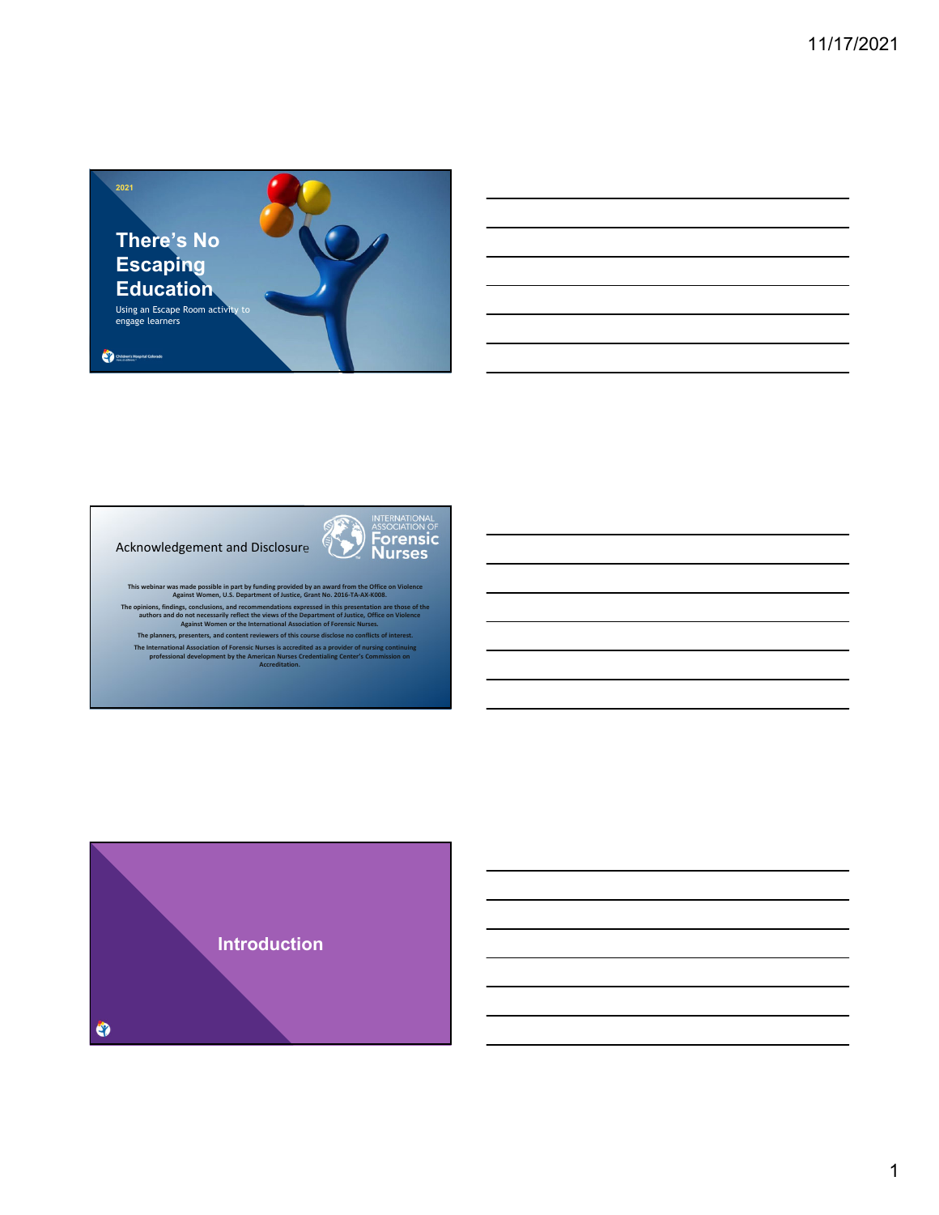2021

# There's No Escaping Education

Using an Escape Room activity to engage learners

Children's Hospital Colorado

## Acknowledgement and Disclosure

INTERNATIONAL ASSOCIATION OF Forensic Nurses

**This webinar was made possible in part by funding provided by an award from the Office on Violence Against Women, U.S. Department of Justice, Grant No. 2016-TA-AX-K008.**

**The opinions, findings, conclusions, and recommendations expressed in this presentation are those of the authors and do not necessarily reflect the views of the Department of Justice, Office on Violence Against Women or the International Association of Forensic Nurses.**

**The planners, presenters, and content reviewers of this course disclose no conflicts of interest.**

**The International Association of Forensic Nurses is accredited as a provider of nursing continuing professional development by the American Nurses Credentialing Center's Commission on Accreditation.**

## Introduction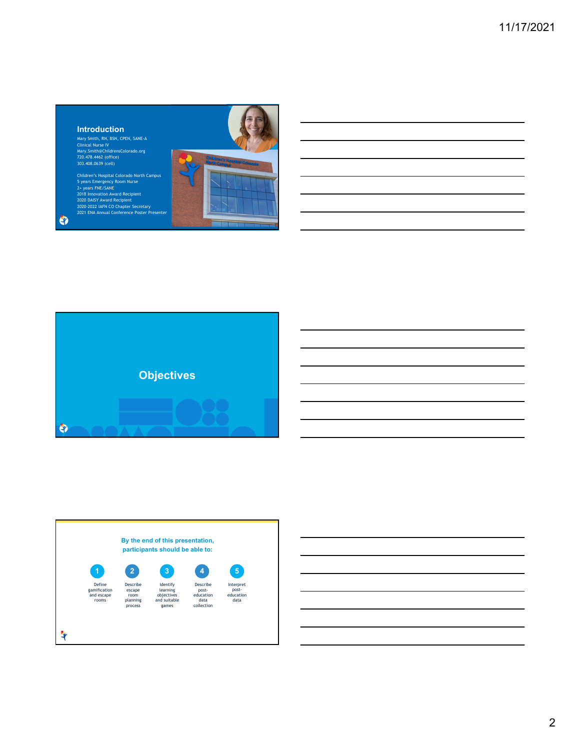## Introduction

Mary Smith, RN, BSN, CPEN, SANE-A
Clinical Nurse IV
Mary.Smith@ChildrensColorado.org
720.478.4462 (office)
303.408.0639 (cell)

Children's Hospital Colorado North Campus
5 years Emergency Room Nurse
2+ years FNE/SANE
2018 Innovation Award Recipient
2020 DAISY Award Recipient
2020-2022 IAFN CO Chapter Secretary
2021 ENA Annual Conference Poster Presenter

## Objectives

**By the end of this presentation, participants should be able to:**

1. Define gamification and escape rooms
2. Describe escape room planning process
3. Identify learning objectives and suitable games
4. Describe post-education data collection
5. Interpret post-education data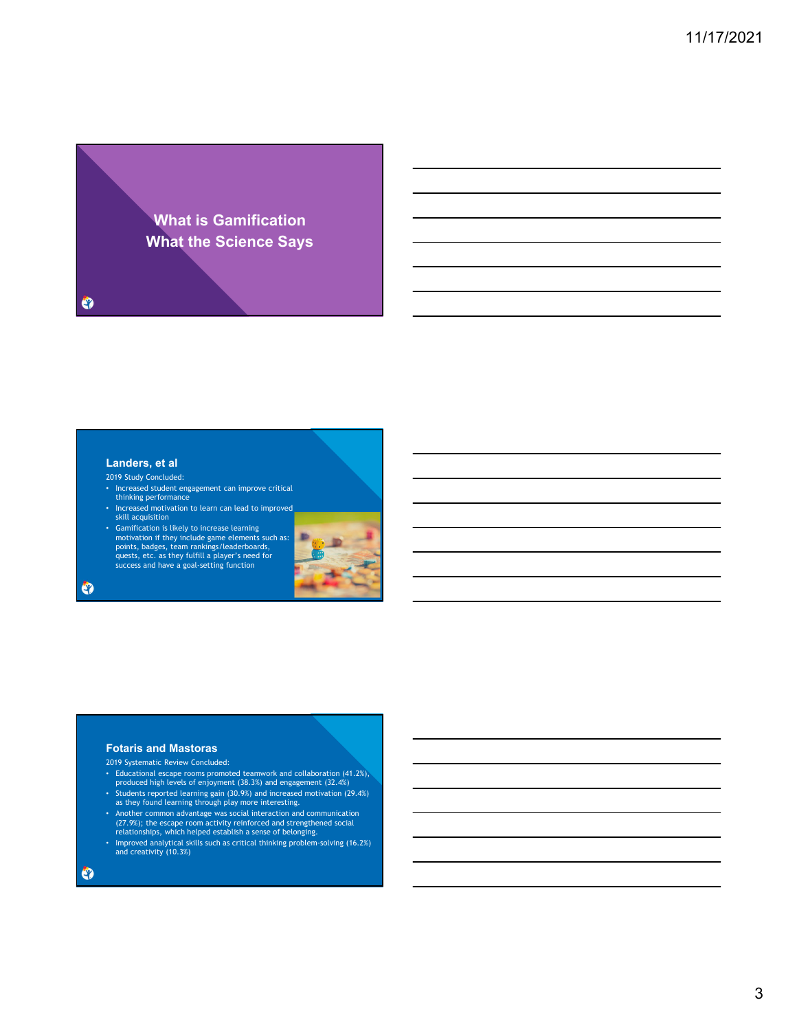# What is Gamification
# What the Science Says

## Landers, et al

2019 Study Concluded:

- Increased student engagement can improve critical thinking performance
- Increased motivation to learn can lead to improved skill acquisition
- Gamification is likely to increase learning motivation if they include game elements such as: points, badges, team rankings/leaderboards, quests, etc. as they fulfill a player's need for success and have a goal-setting function

## Fotaris and Mastoras

2019 Systematic Review Concluded:

- Educational escape rooms promoted teamwork and collaboration (41.2%), produced high levels of enjoyment (38.3%) and engagement (32.4%)
- Students reported learning gain (30.9%) and increased motivation (29.4%) as they found learning through play more interesting.
- Another common advantage was social interaction and communication (27.9%); the escape room activity reinforced and strengthened social relationships, which helped establish a sense of belonging.
- Improved analytical skills such as critical thinking problem-solving (16.2%) and creativity (10.3%)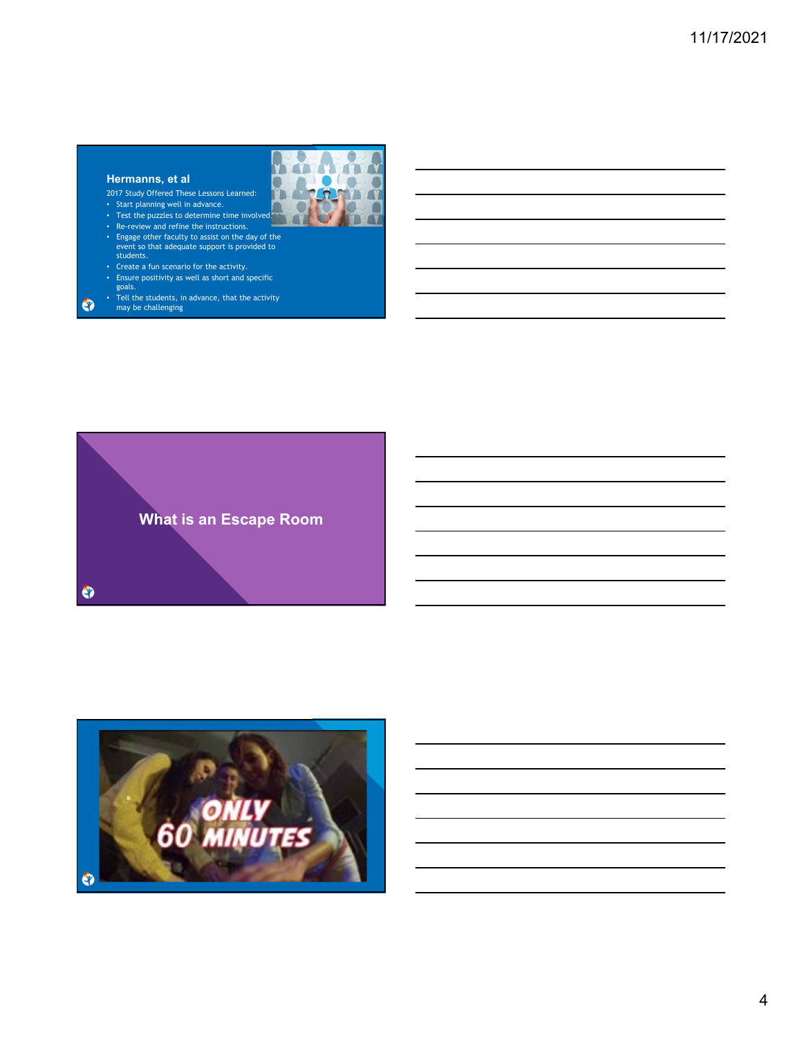## Hermanns, et al

2017 Study Offered These Lessons Learned:

- Start planning well in advance.
- Test the puzzles to determine time involved
- Re-review and refine the instructions.
- Engage other faculty to assist on the day of the event so that adequate support is provided to students.
- Create a fun scenario for the activity.
- Ensure positivity as well as short and specific goals.
- Tell the students, in advance, that the activity may be challenging

## What is an Escape Room

ONLY 60 MINUTES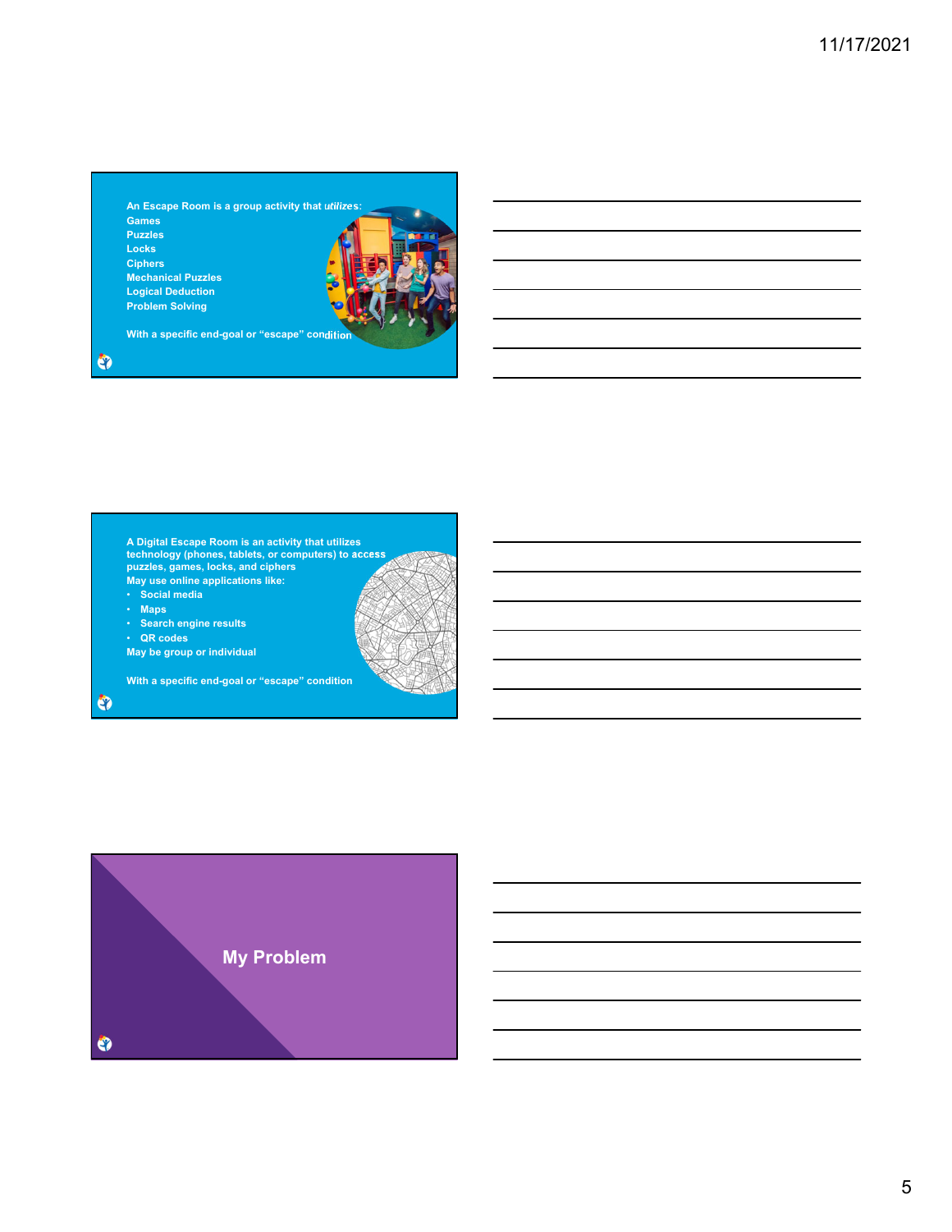An Escape Room is a group activity that *utilizes*:

Games
Puzzles
Locks
Ciphers
Mechanical Puzzles
Logical Deduction
Problem Solving

With a specific end-goal or "escape" condition

A Digital Escape Room is an activity that utilizes technology (phones, tablets, or computers) to access puzzles, games, locks, and ciphers

May use online applications like:

- Social media
- Maps
- Search engine results
- QR codes

May be group or individual

With a specific end-goal or "escape" condition

## My Problem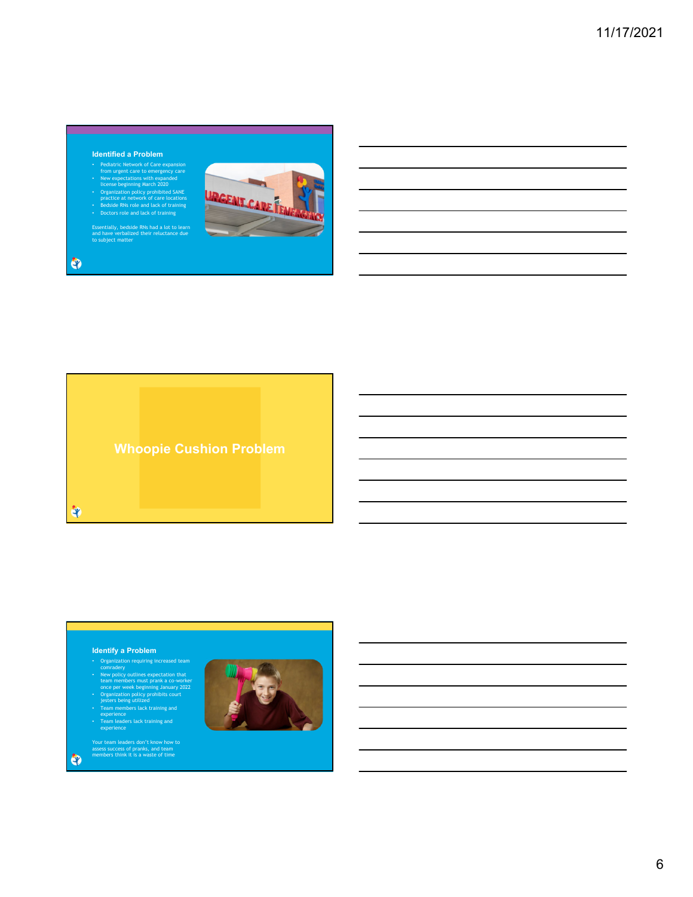## Identified a Problem

- Pediatric Network of Care expansion from urgent care to emergency care
- New expectations with expanded license beginning March 2020
- Organization policy prohibited SANE practice at network of care locations
- Bedside RNs role and lack of training
- Doctors role and lack of training

Essentially, bedside RNs had a lot to learn and have verbalized their reluctance due to subject matter

## Whoopie Cushion Problem

## Identify a Problem

- Organization requiring increased team comradery
- New policy outlines expectation that team members must prank a co-worker once per week beginning January 2022
- Organization policy prohibits court jesters being utilized
- Team members lack training and experience
- Team leaders lack training and experience

Your team leaders don't know how to assess success of pranks, and team members think it is a waste of time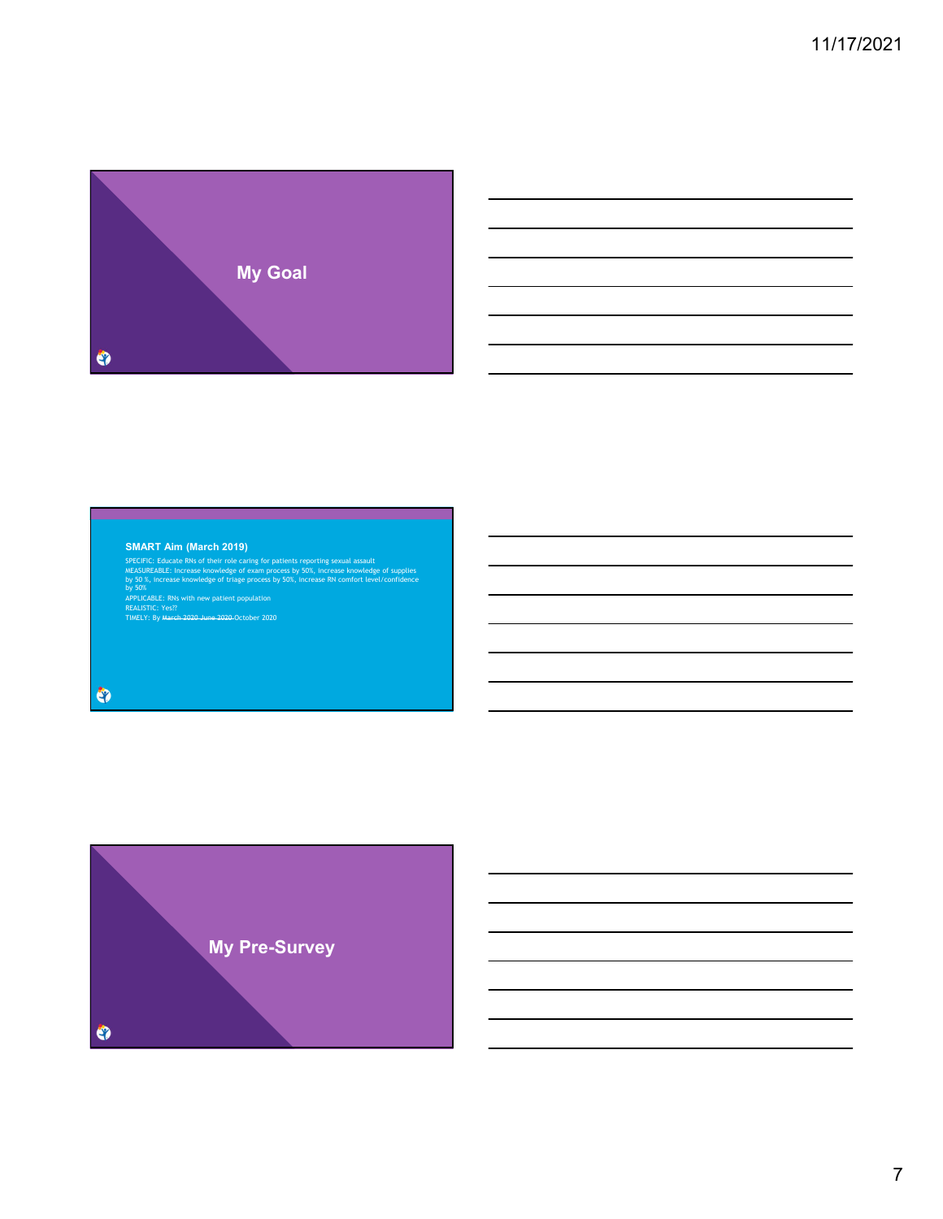## My Goal

### SMART Aim (March 2019)

SPECIFIC: Educate RNs of their role caring for patients reporting sexual assault

MEASUREABLE: Increase knowledge of exam process by 50%, increase knowledge of supplies by 50 %, increase knowledge of triage process by 50%, increase RN comfort level/confidence by 50%

APPLICABLE: RNs with new patient population

REALISTIC: Yes??

TIMELY: By ~~March 2020~~ ~~June 2020~~ October 2020

## My Pre-Survey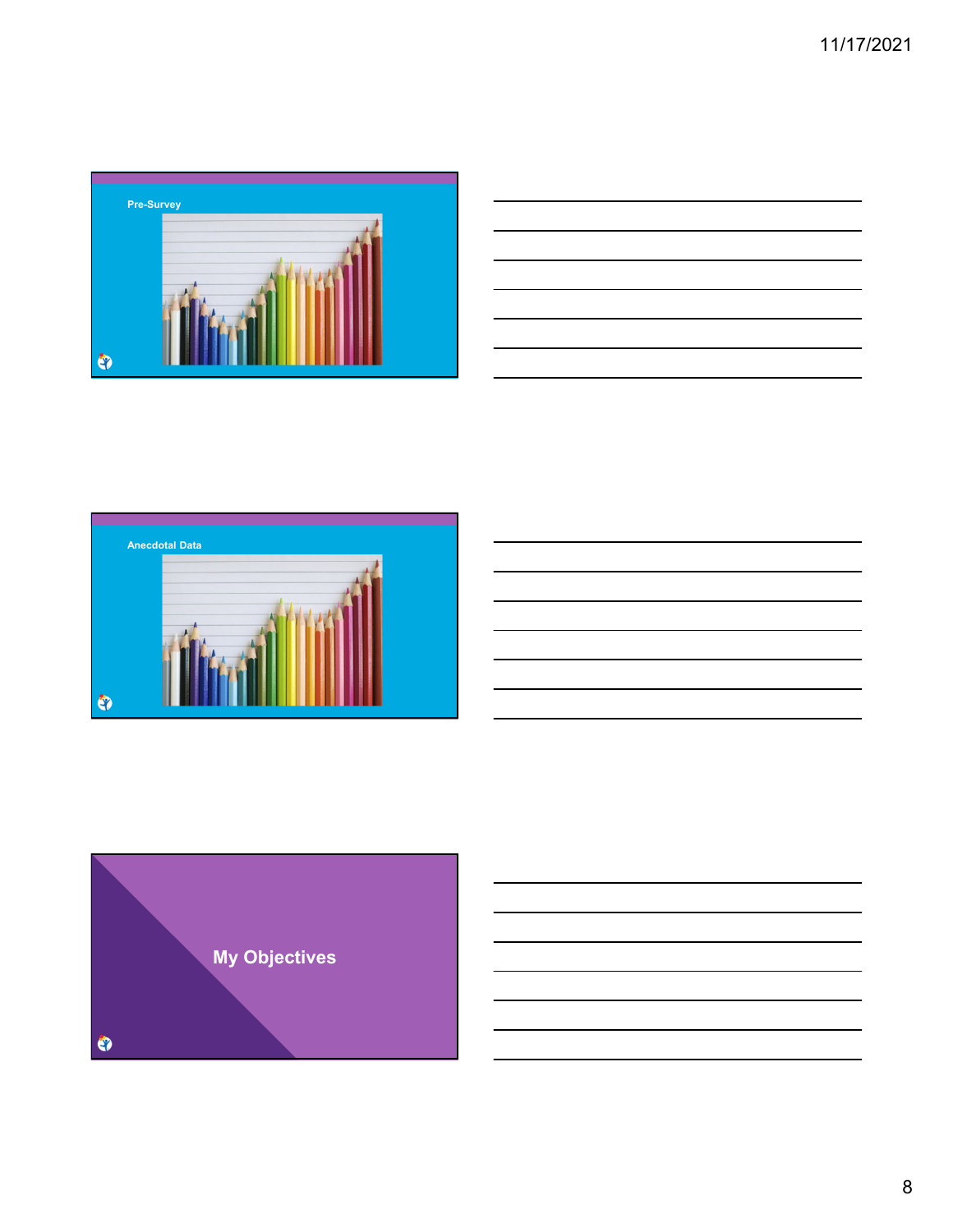## Pre-Survey

## Anecdotal Data

## My Objectives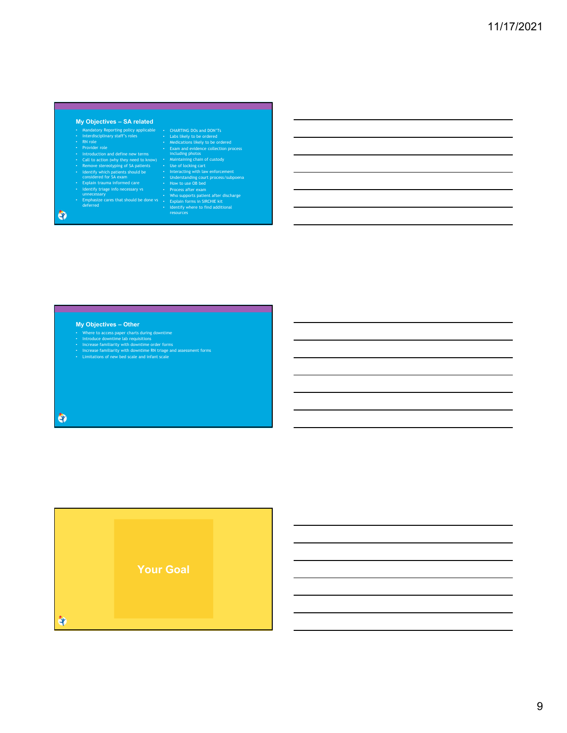## My Objectives – SA related

- Mandatory Reporting policy applicable
- Interdisciplinary staff's roles
- RN role
- Provider role
- Introduction and define new terms
- Call to action (why they need to know)
- Remove stereotyping of SA patients
- Identify which patients should be considered for SA exam
- Explain trauma informed care
- Identify triage info necessary vs unnecessary
- Emphasize cares that should be done vs deferred
- CHARTING DOs and DON'Ts
- Labs likely to be ordered
- Medications likely to be ordered
- Exam and evidence collection process including photos
- Maintaining chain of custody
- Use of locking cart
- Interacting with law enforcement
- Understanding court process/subpoena
- How to use OB bed
- Process after exam
- Who supports patient after discharge
- Explain forms in SIRCHIE kit
- Identify where to find additional resources

## My Objectives – Other

- Where to access paper charts during downtime
- Introduce downtime lab requisitions
- Increase familiarity with downtime order forms
- Increase familiarity with downtime RN triage and assessment forms
- Limitations of new bed scale and infant scale

## Your Goal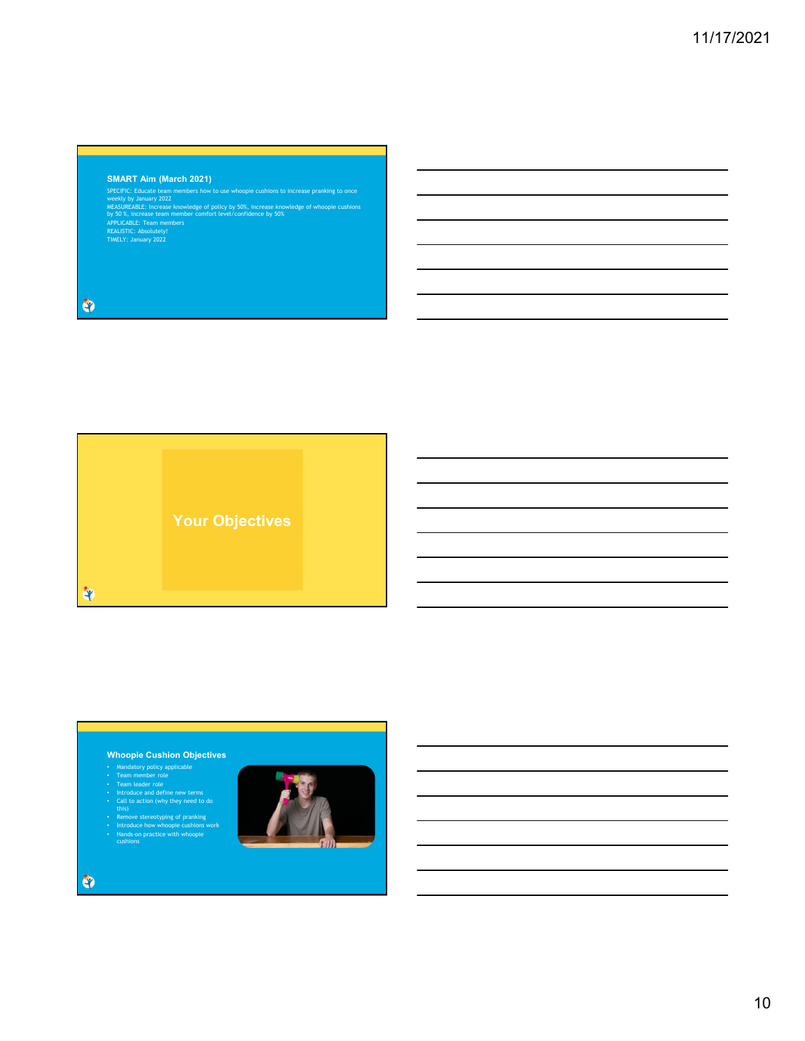## SMART Aim (March 2021)

SPECIFIC: Educate team members how to use whoopie cushions to increase pranking to once weekly by January 2022

MEASUREABLE: Increase knowledge of policy by 50%, increase knowledge of whoopie cushions by 50 %, increase team member comfort level/confidence by 50%

APPLICABLE: Team members

REALISTIC: Absolutely!

TIMELY: January 2022

## Your Objectives

## Whoopie Cushion Objectives

- Mandatory policy applicable
- Team member role
- Team leader role
- Introduce and define new terms
- Call to action (why they need to do this)
- Remove stereotyping of pranking
- Introduce how whoopie cushions work
- Hands-on practice with whoopie cushions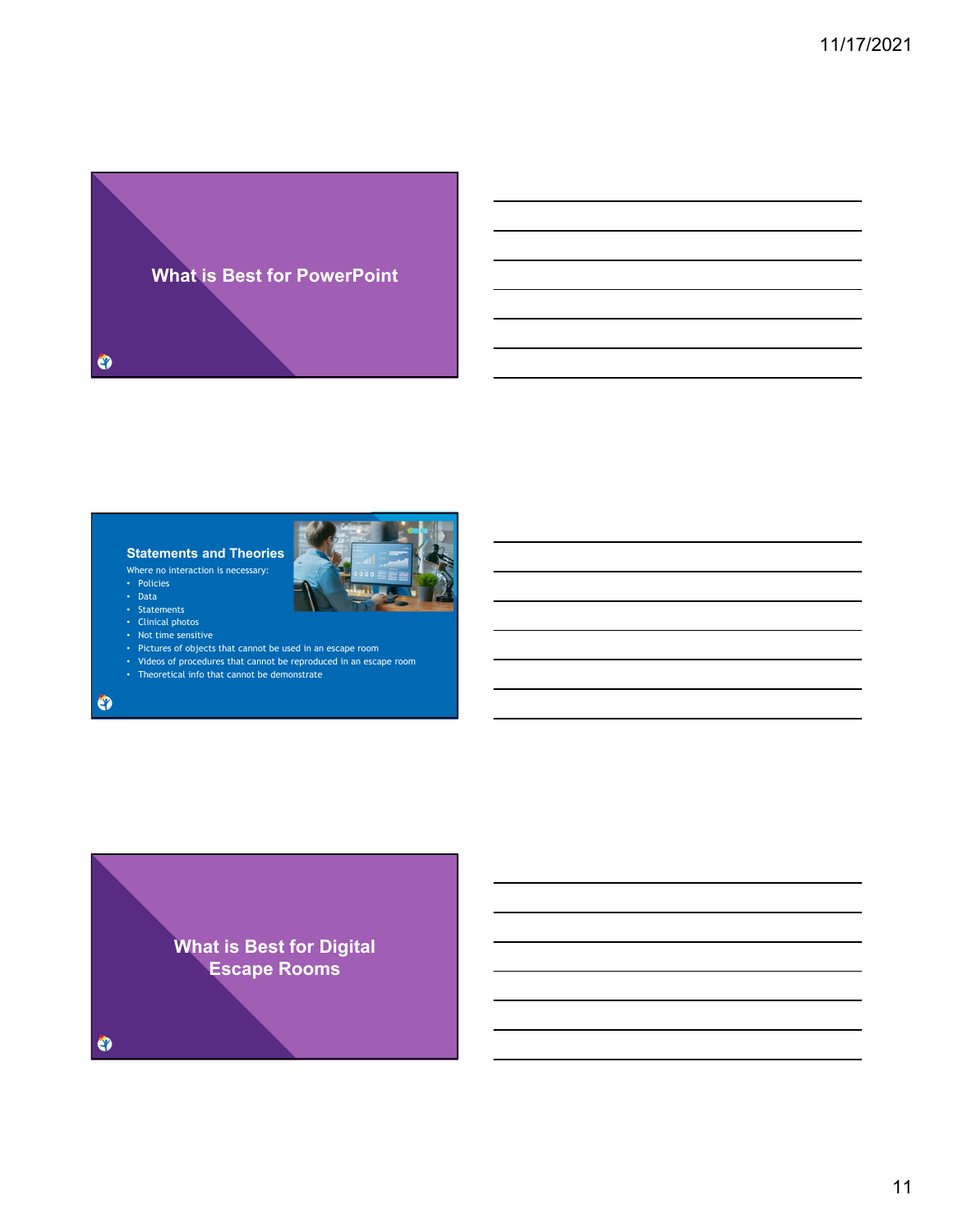## What is Best for PowerPoint

### Statements and Theories

Where no interaction is necessary:

- Policies
- Data
- Statements
- Clinical photos
- Not time sensitive
- Pictures of objects that cannot be used in an escape room
- Videos of procedures that cannot be reproduced in an escape room
- Theoretical info that cannot be demonstrate

## What is Best for Digital Escape Rooms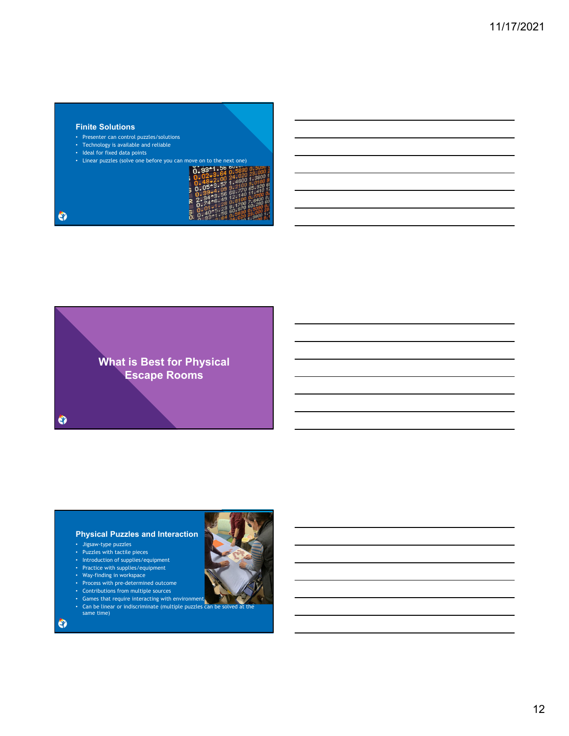## Finite Solutions

- Presenter can control puzzles/solutions
- Technology is available and reliable
- Ideal for fixed data points
- Linear puzzles (solve one before you can move on to the next one)

## What is Best for Physical Escape Rooms

## Physical Puzzles and Interaction

- Jigsaw-type puzzles
- Puzzles with tactile pieces
- Introduction of supplies/equipment
- Practice with supplies/equipment
- Way-finding in workspace
- Process with pre-determined outcome
- Contributions from multiple sources
- Games that require interacting with environment
- Can be linear or indiscriminate (multiple puzzles can be solved at the same time)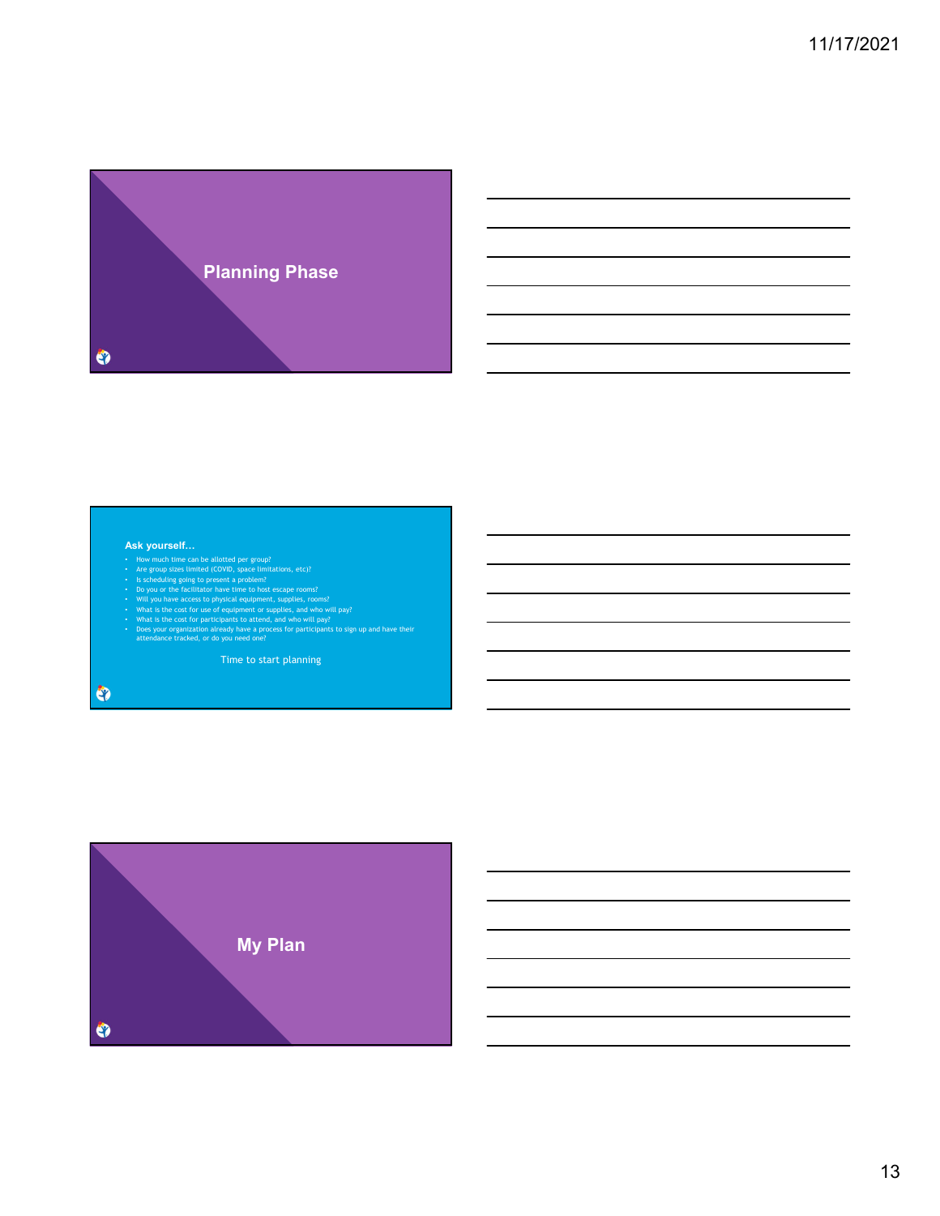## Planning Phase

**Ask yourself…**

- How much time can be allotted per group?
- Are group sizes limited (COVID, space limitations, etc)?
- Is scheduling going to present a problem?
- Do you or the facilitator have time to host escape rooms?
- Will you have access to physical equipment, supplies, rooms?
- What is the cost for use of equipment or supplies, and who will pay?
- What is the cost for participants to attend, and who will pay?
- Does your organization already have a process for participants to sign up and have their attendance tracked, or do you need one?

Time to start planning

## My Plan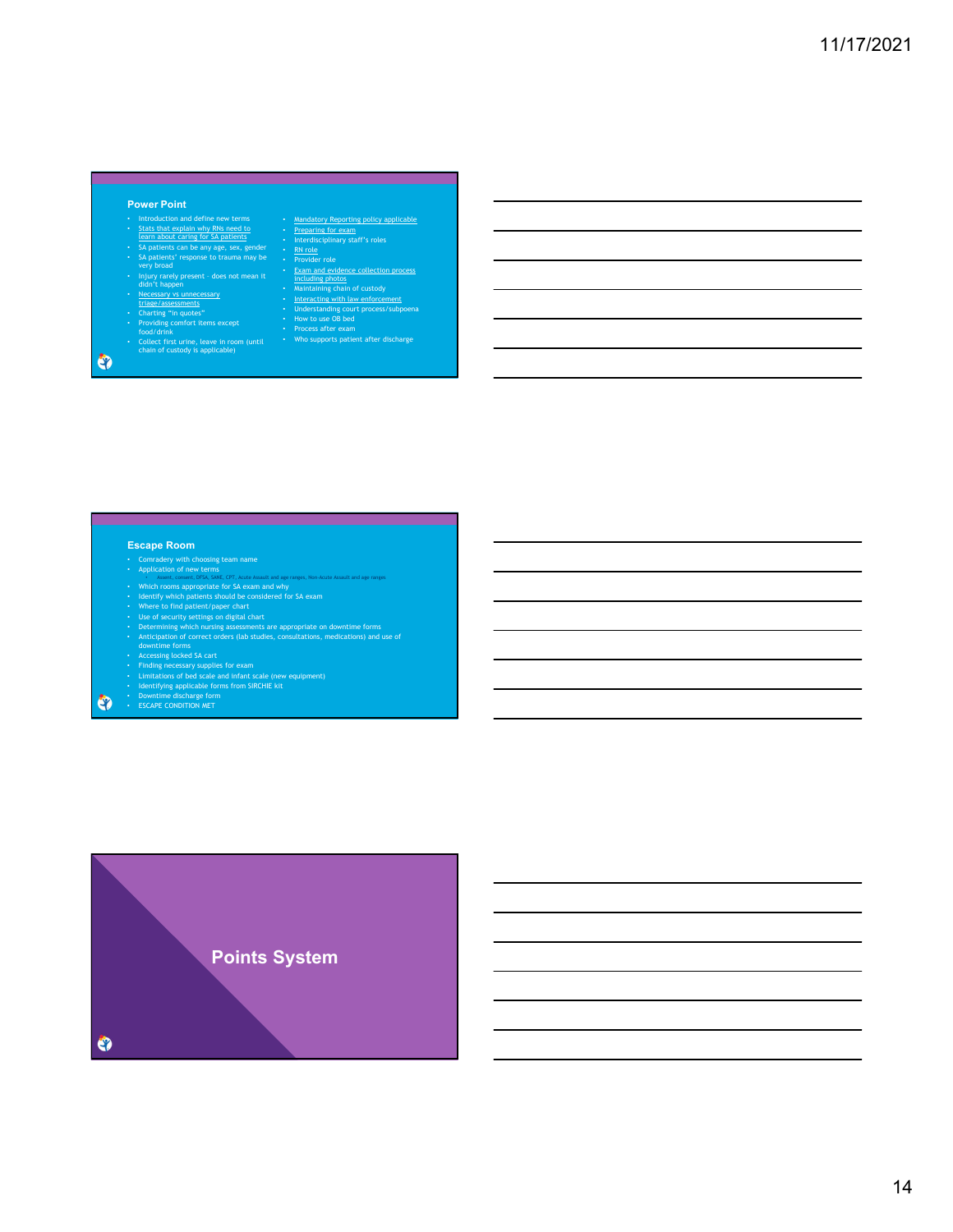## Power Point

- Introduction and define new terms
- Stats that explain why RNs need to learn about caring for SA patients
- SA patients can be any age, sex, gender
- SA patients' response to trauma may be very broad
- Injury rarely present - does not mean it didn't happen
- Necessary vs unnecessary triage/assessments
- Charting "in quotes"
- Providing comfort items except food/drink
- Collect first urine, leave in room (until chain of custody is applicable)
- Mandatory Reporting policy applicable
- Preparing for exam
- Interdisciplinary staff's roles
- RN role
- Provider role
- Exam and evidence collection process including photos
- Maintaining chain of custody
- Interacting with law enforcement
- Understanding court process/subpoena
- How to use OB bed
- Process after exam
- Who supports patient after discharge

## Escape Room

- Comradery with choosing team name
- Application of new terms
  - Assent, consent, DFSA, SANE, CPT, Acute Assault and age ranges, Non-Acute Assault and age ranges
- Which rooms appropriate for SA exam and why
- Identify which patients should be considered for SA exam
- Where to find patient/paper chart
- Use of security settings on digital chart
- Determining which nursing assessments are appropriate on downtime forms
- Anticipation of correct orders (lab studies, consultations, medications) and use of downtime forms
- Accessing locked SA cart
- Finding necessary supplies for exam
- Limitations of bed scale and infant scale (new equipment)
- Identifying applicable forms from SIRCHIE kit
- Downtime discharge form
- ESCAPE CONDITION MET

## Points System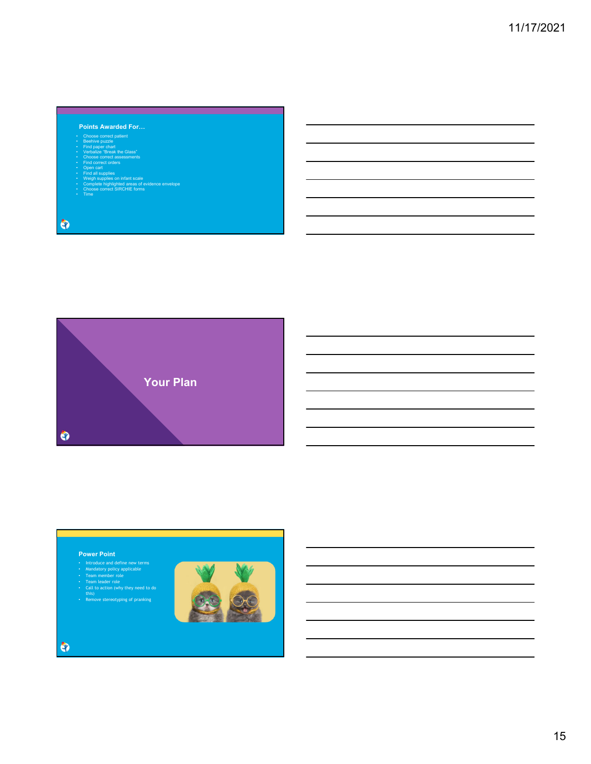## Points Awarded For…

- Choose correct patient
- Beehive puzzle
- Find paper chart
- Verbalize "Break the Glass"
- Choose correct assessments
- Find correct orders
- Open cart
- Find all supplies
- Weigh supplies on infant scale
- Complete highlighted areas of evidence envelope
- Choose correct SIRCHIE forms
- Time

## Your Plan

## Power Point

- Introduce and define new terms
- Mandatory policy applicable
- Team member role
- Team leader role
- Call to action (why they need to do this)
- Remove stereotyping of pranking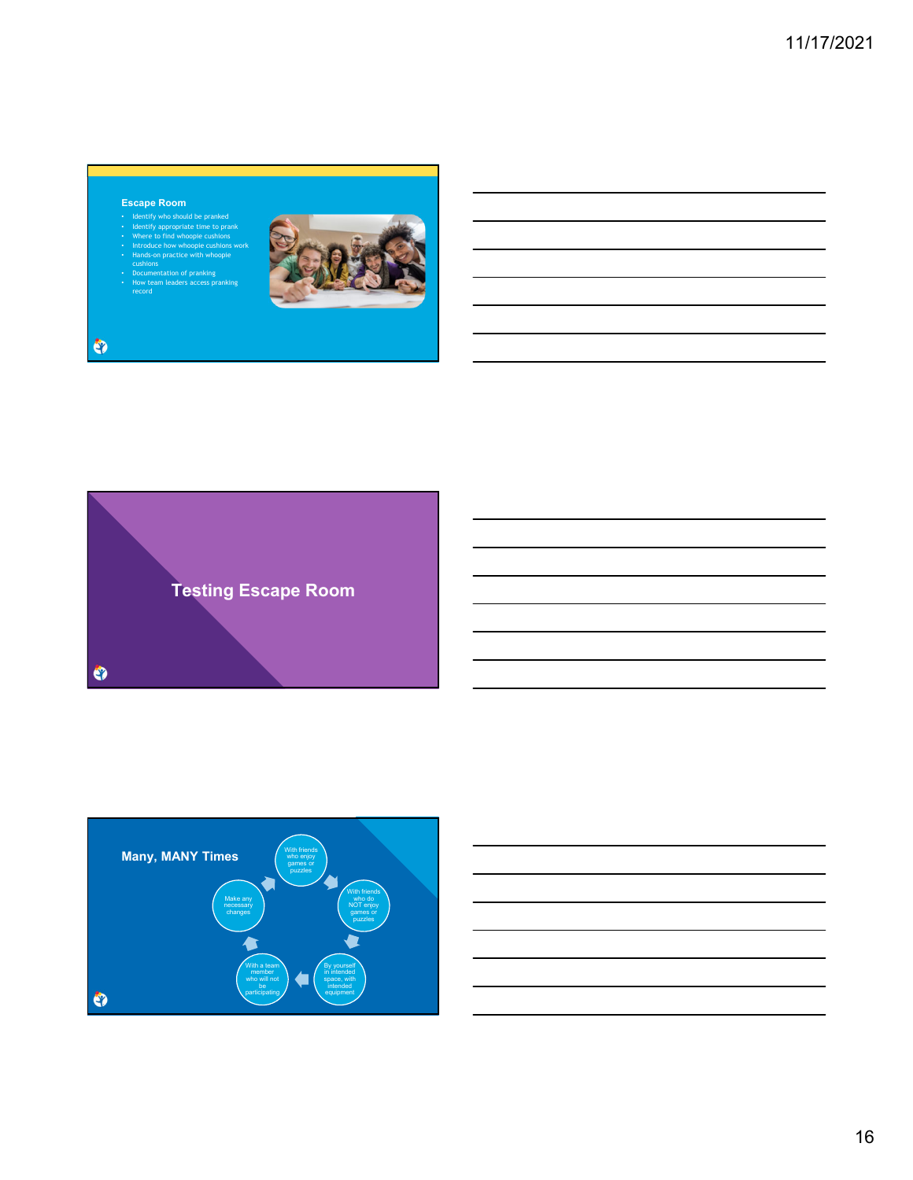## Escape Room

- Identify who should be pranked
- Identify appropriate time to prank
- Where to find whoopie cushions
- Introduce how whoopie cushions work
- Hands-on practice with whoopie cushions
- Documentation of pranking
- How team leaders access pranking record

## Testing Escape Room

## Many, MANY Times

- With friends who enjoy games or puzzles
- With friends who do NOT enjoy games or puzzles
- By yourself in intended space, with intended equipment
- With a team member who will not be participating
- Make any necessary changes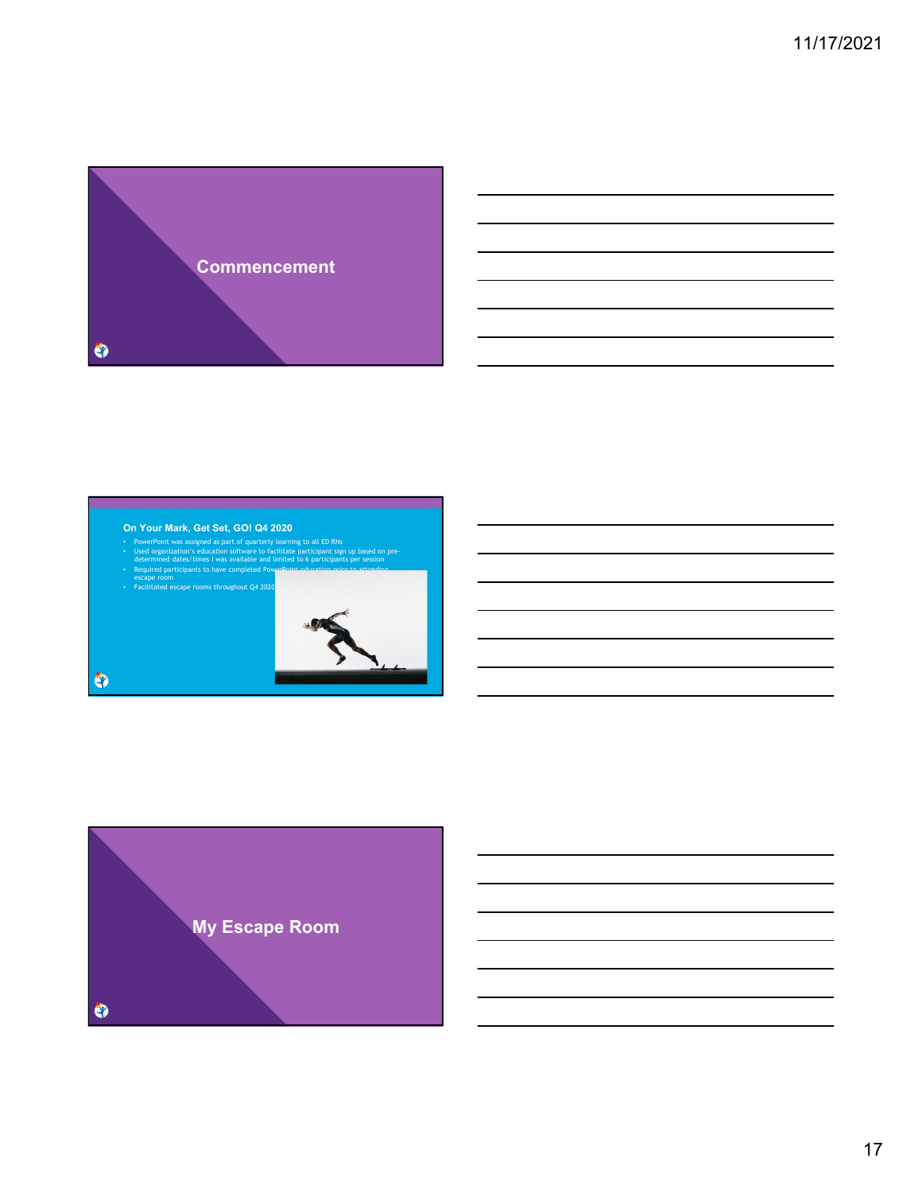## Commencement

### On Your Mark, Get Set, GO! Q4 2020

- PowerPoint was assigned as part of quarterly learning to all ED RNs
- Used organization's education software to facilitate participant sign up based on pre-determined dates/times I was available and limited to 6 participants per session
- Required participants to have completed PowerPoint education prior to attending escape room
- Facilitated escape rooms throughout Q4 2020

## My Escape Room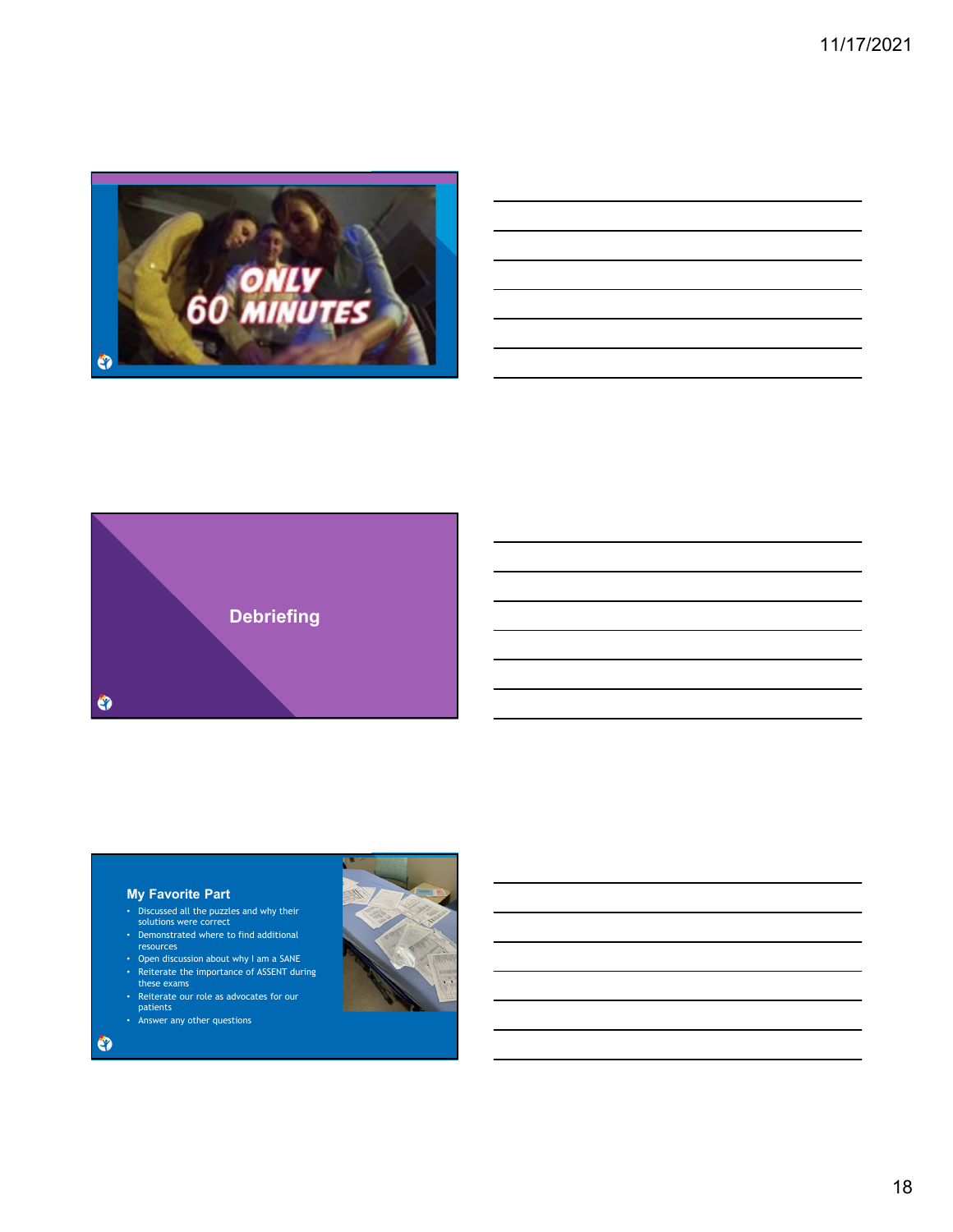ONLY 60 MINUTES

## Debriefing

### My Favorite Part

- Discussed all the puzzles and why their solutions were correct
- Demonstrated where to find additional resources
- Open discussion about why I am a SANE
- Reiterate the importance of ASSENT during these exams
- Reiterate our role as advocates for our patients
- Answer any other questions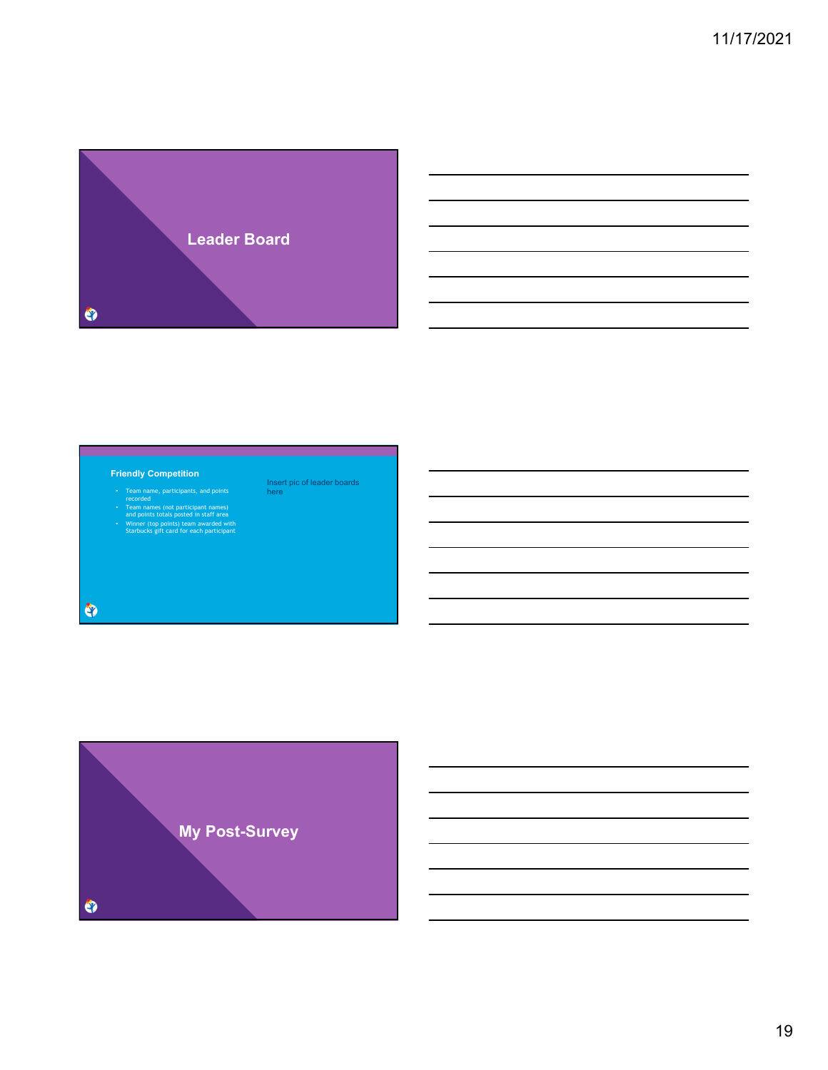## Leader Board

### Friendly Competition

- Team name, participants, and points recorded
- Team names (not participant names) and points totals posted in staff area
- Winner (top points) team awarded with Starbucks gift card for each participant

Insert pic of leader boards here

## My Post-Survey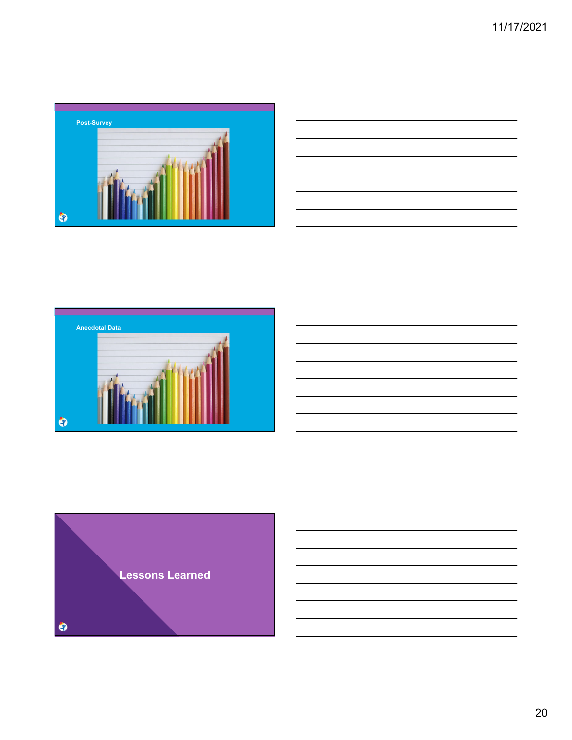Post-Survey

Anecdotal Data

Lessons Learned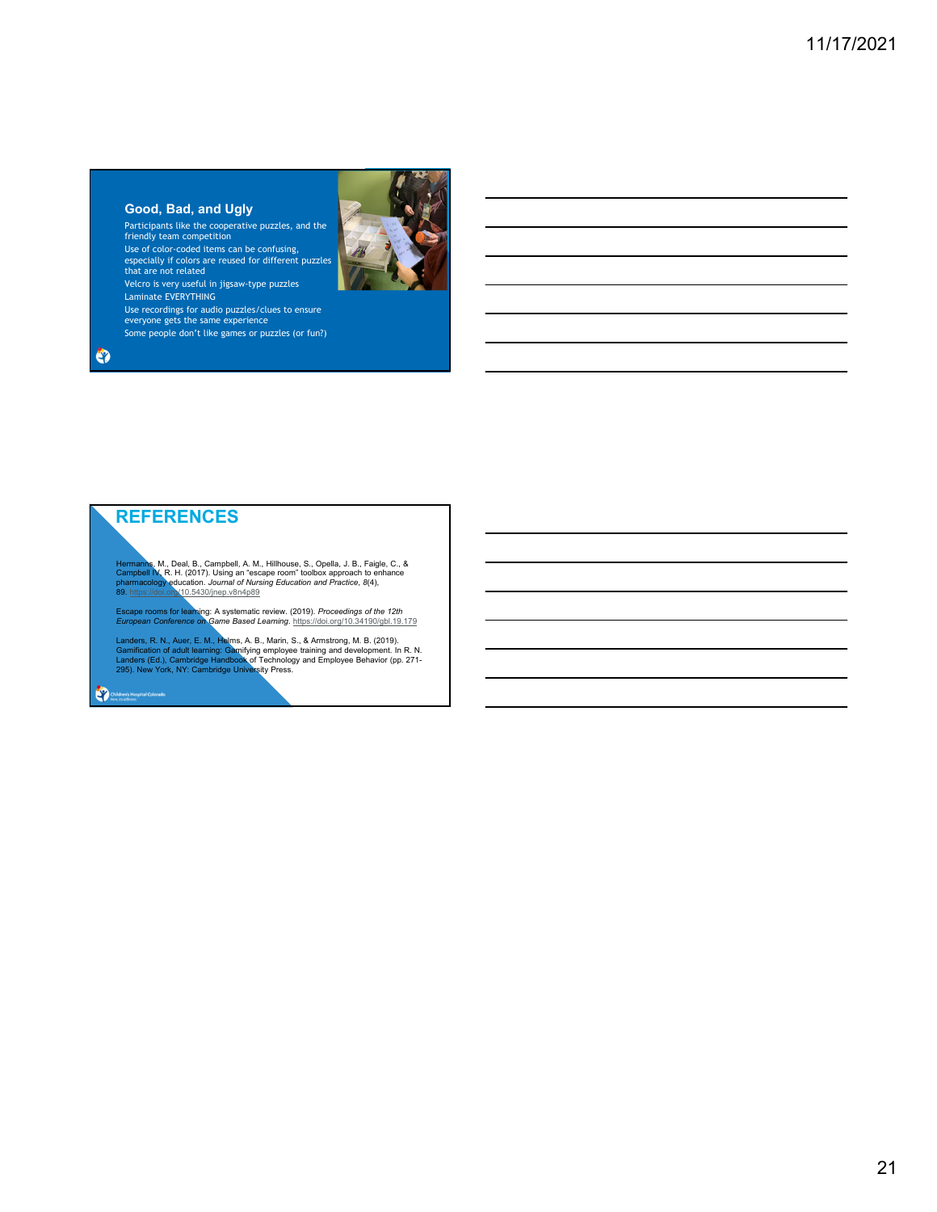## Good, Bad, and Ugly

Participants like the cooperative puzzles, and the friendly team competition

Use of color-coded items can be confusing, especially if colors are reused for different puzzles that are not related

Velcro is very useful in jigsaw-type puzzles

Laminate EVERYTHING

Use recordings for audio puzzles/clues to ensure everyone gets the same experience

Some people don't like games or puzzles (or fun?)

## REFERENCES

Hermanns, M., Deal, B., Campbell, A. M., Hillhouse, S., Opella, J. B., Faigle, C., & Campbell IV, R. H. (2017). Using an "escape room" toolbox approach to enhance pharmacology education. *Journal of Nursing Education and Practice*, *8*(4), 89. https://doi.org/10.5430/jnep.v8n4p89

Escape rooms for learning: A systematic review. (2019). *Proceedings of the 12th European Conference on Game Based Learning*. https://doi.org/10.34190/gbl.19.179

Landers, R. N., Auer, E. M., Helms, A. B., Marin, S., & Armstrong, M. B. (2019). Gamification of adult learning: Gamifying employee training and development. In R. N. Landers (Ed.), Cambridge Handbook of Technology and Employee Behavior (pp. 271-295). New York, NY: Cambridge University Press.